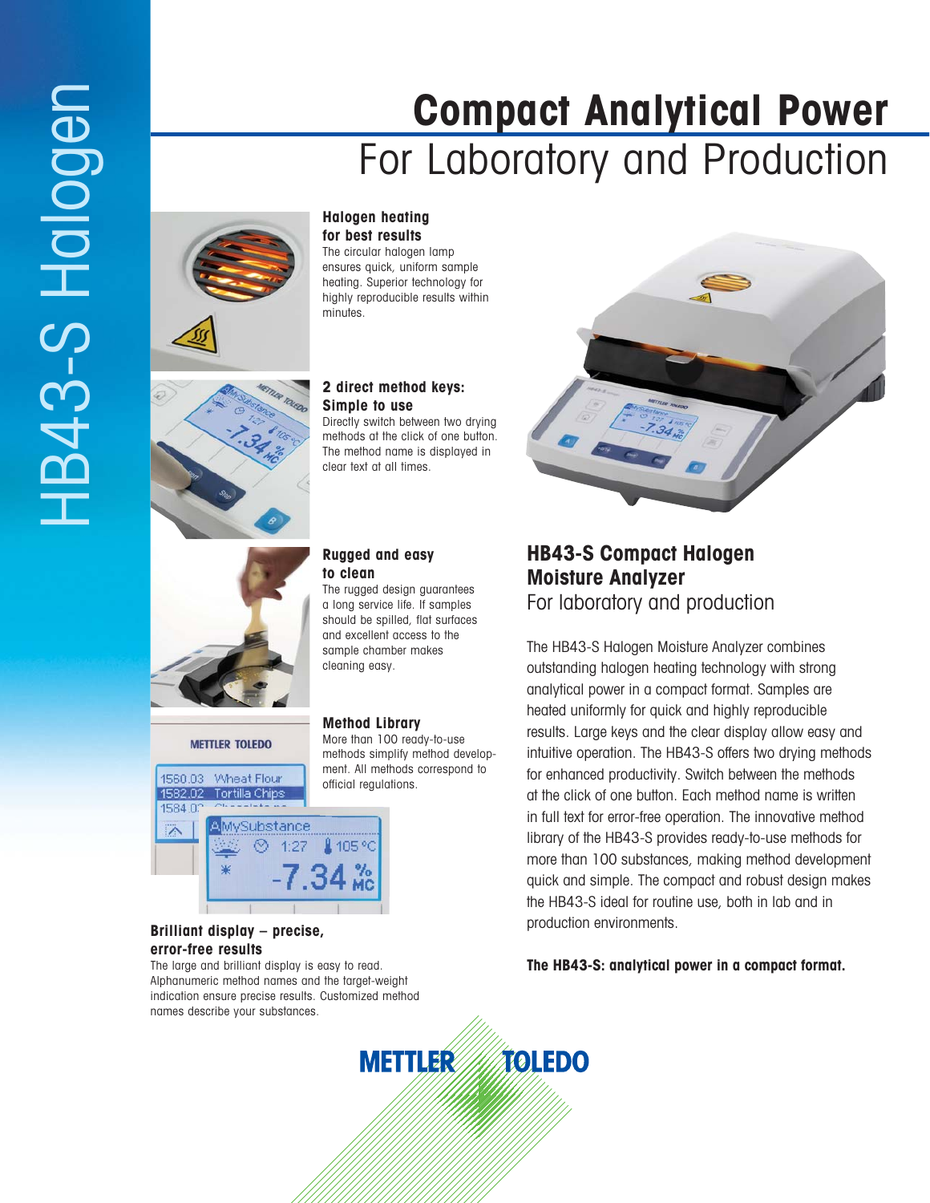HB43-S Halogen

# Compact Analytical Power
## For Laboratory and Production

### Halogen heating for best results
The circular halogen lamp ensures quick, uniform sample heating. Superior technology for highly reproducible results within minutes.

### 2 direct method keys: Simple to use
Directly switch between two drying methods at the click of one button. The method name is displayed in clear text at all times.

### Rugged and easy to clean
The rugged design guarantees a long service life. If samples should be spilled, flat surfaces and excellent access to the sample chamber makes cleaning easy.

### Method Library
More than 100 ready-to-use methods simplify method development. All methods correspond to official regulations.

### Brilliant display – precise, error-free results
The large and brilliant display is easy to read. Alphanumeric method names and the target-weight indication ensure precise results. Customized method names describe your substances.

## HB43-S Compact Halogen Moisture Analyzer
For laboratory and production

The HB43-S Halogen Moisture Analyzer combines outstanding halogen heating technology with strong analytical power in a compact format. Samples are heated uniformly for quick and highly reproducible results. Large keys and the clear display allow easy and intuitive operation. The HB43-S offers two drying methods for enhanced productivity. Switch between the methods at the click of one button. Each method name is written in full text for error-free operation. The innovative method library of the HB43-S provides ready-to-use methods for more than 100 substances, making method development quick and simple. The compact and robust design makes the HB43-S ideal for routine use, both in lab and in production environments.

**The HB43-S: analytical power in a compact format.**

METTLER TOLEDO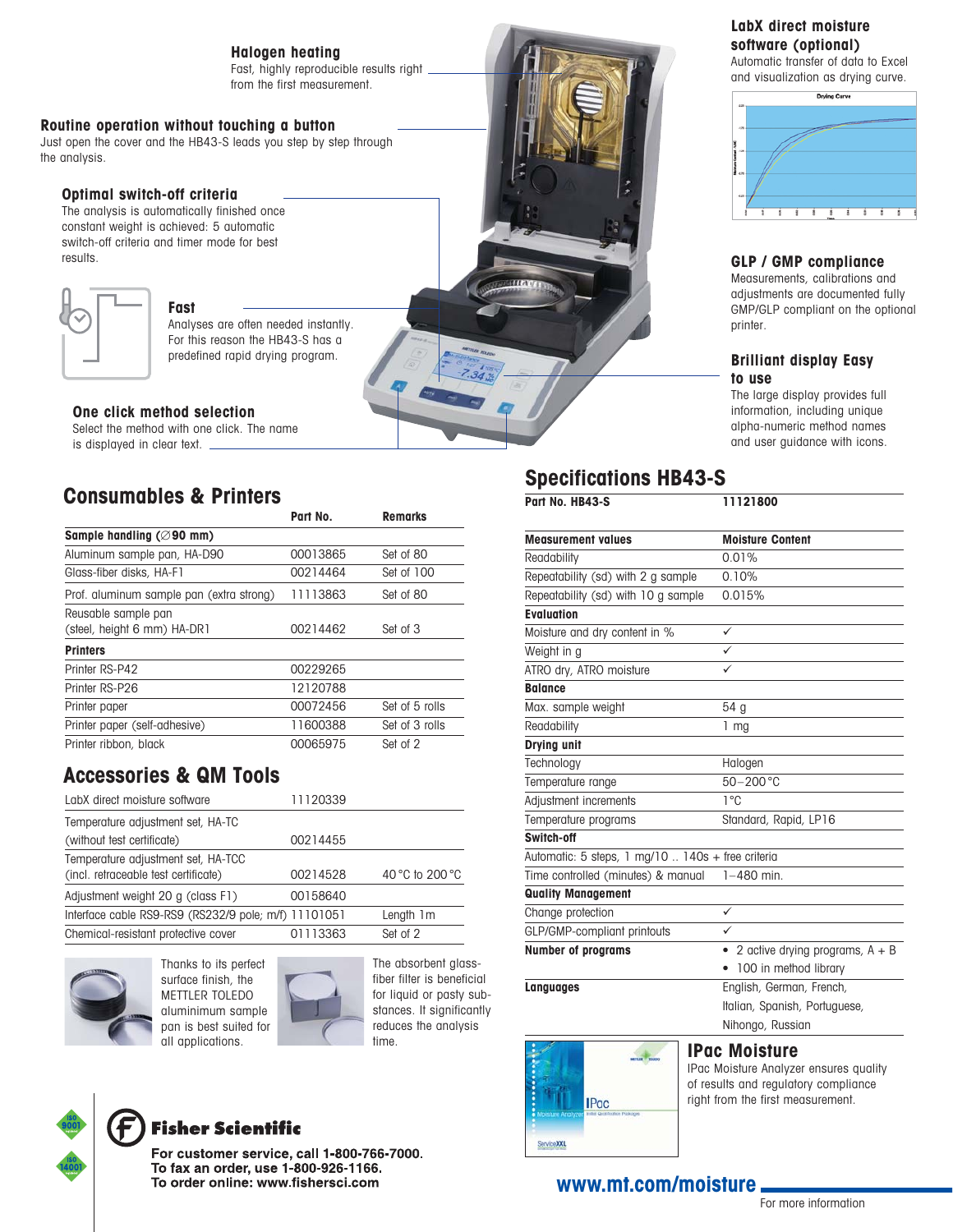### Halogen heating

Fast, highly reproducible results right from the first measurement.

### Routine operation without touching a button

Just open the cover and the HB43-S leads you step by step through the analysis.

### Optimal switch-off criteria

The analysis is automatically finished once constant weight is achieved: 5 automatic switch-off criteria and timer mode for best results.

### Fast

Analyses are often needed instantly. For this reason the HB43-S has a predefined rapid drying program.

### One click method selection

Select the method with one click. The name is displayed in clear text.

### LabX direct moisture software (optional)

Automatic transfer of data to Excel and visualization as drying curve.

Drying Curve

### GLP / GMP compliance

Measurements, calibrations and adjustments are documented fully GMP/GLP compliant on the optional printer.

### Brilliant display Easy to use

The large display provides full information, including unique alpha-numeric method names and user guidance with icons.

## Consumables & Printers

| | Part No. | Remarks |
|---|---|---|
| **Sample handling (∅90 mm)** | | |
| Aluminum sample pan, HA-D90 | 00013865 | Set of 80 |
| Glass-fiber disks, HA-F1 | 00214464 | Set of 100 |
| Prof. aluminum sample pan (extra strong) | 11113863 | Set of 80 |
| Reusable sample pan (steel, height 6 mm) HA-DR1 | 00214462 | Set of 3 |
| **Printers** | | |
| Printer RS-P42 | 00229265 | |
| Printer RS-P26 | 12120788 | |
| Printer paper | 00072456 | Set of 5 rolls |
| Printer paper (self-adhesive) | 11600388 | Set of 3 rolls |
| Printer ribbon, black | 00065975 | Set of 2 |

## Accessories & QM Tools

| | | |
|---|---|---|
| LabX direct moisture software | 11120339 | |
| Temperature adjustment set, HA-TC (without test certificate) | 00214455 | |
| Temperature adjustment set, HA-TCC (incl. retraceable test certificate) | 00214528 | 40 °C to 200 °C |
| Adjustment weight 20 g (class F1) | 00158640 | |
| Interface cable RS9-RS9 (RS232/9 pole; m/f) | 11101051 | Length 1m |
| Chemical-resistant protective cover | 01113363 | Set of 2 |

Thanks to its perfect surface finish, the METTLER TOLEDO aluminimum sample pan is best suited for all applications.

The absorbent glass-fiber filter is beneficial for liquid or pasty substances. It significantly reduces the analysis time.

## Specifications HB43-S

| Part No. HB43-S | 11121800 |
|---|---|
| **Measurement values** | **Moisture Content** |
| Readability | 0.01% |
| Repeatability (sd) with 2 g sample | 0.10% |
| Repeatability (sd) with 10 g sample | 0.015% |
| **Evaluation** | |
| Moisture and dry content in % | ✓ |
| Weight in g | ✓ |
| ATRO dry, ATRO moisture | ✓ |
| **Balance** | |
| Max. sample weight | 54 g |
| Readability | 1 mg |
| **Drying unit** | |
| Technology | Halogen |
| Temperature range | 50–200 °C |
| Adjustment increments | 1 °C |
| Temperature programs | Standard, Rapid, LP16 |
| **Switch-off** | |
| Automatic: 5 steps, 1 mg/10 .. 140s + free criteria | |
| Time controlled (minutes) & manual | 1–480 min. |
| **Quality Management** | |
| Change protection | ✓ |
| GLP/GMP-compliant printouts | ✓ |
| **Number of programs** | • 2 active drying programs, A + B<br>• 100 in method library |
| **Languages** | English, German, French, Italian, Spanish, Portuguese, Nihongo, Russian |

### IPac Moisture

IPac Moisture Analyzer ensures quality of results and regulatory compliance right from the first measurement.

**Fisher Scientific**

**For customer service, call 1-800-766-7000.**
**To fax an order, use 1-800-926-1166.**
**To order online: www.fishersci.com**

**www.mt.com/moisture**

For more information